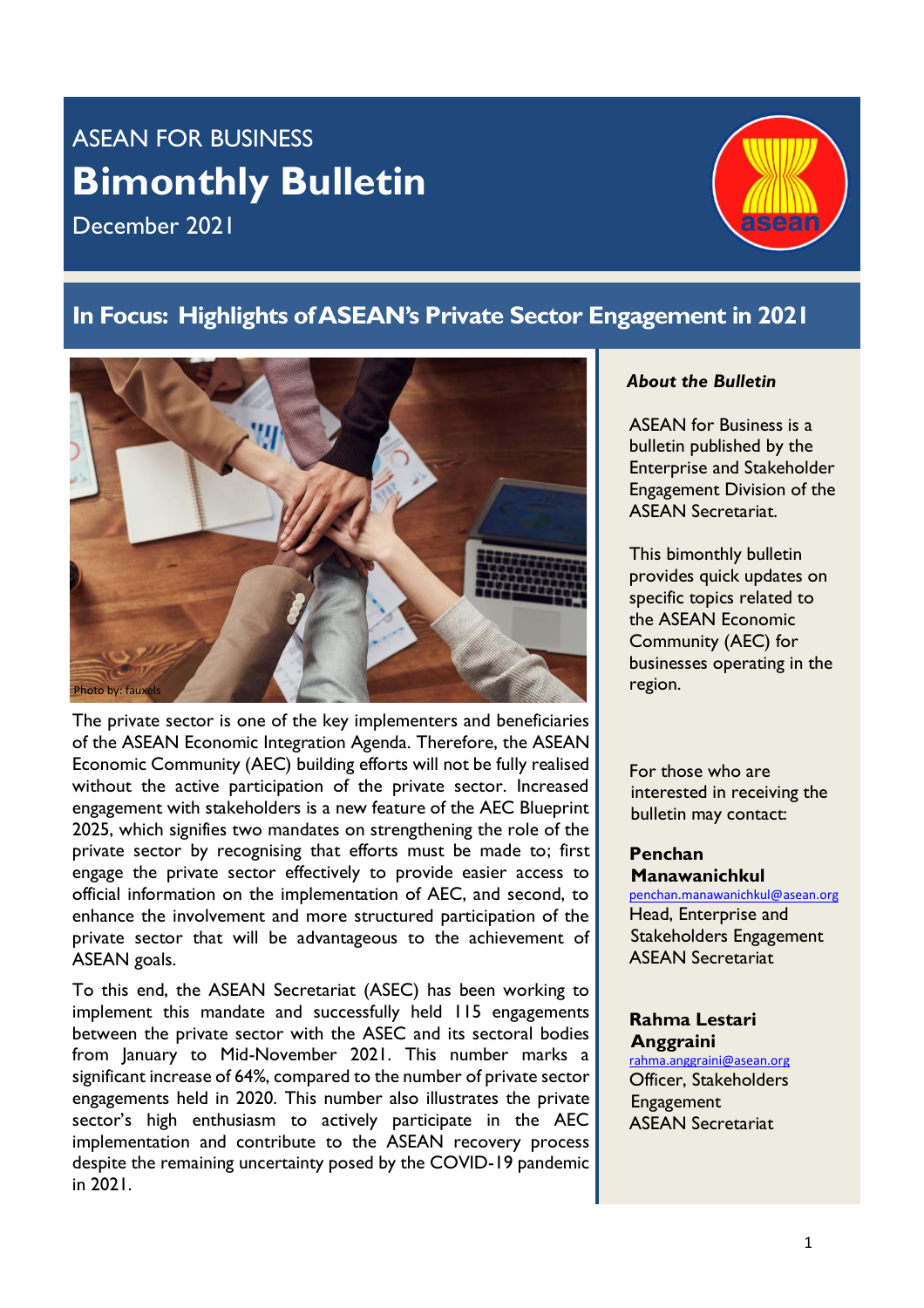ASEAN FOR BUSINESS

# Bimonthly Bulletin

December 2021

## In Focus: Highlights of ASEAN's Private Sector Engagement in 2021

Photo by: fauxels

The private sector is one of the key implementers and beneficiaries of the ASEAN Economic Integration Agenda. Therefore, the ASEAN Economic Community (AEC) building efforts will not be fully realised without the active participation of the private sector. Increased engagement with stakeholders is a new feature of the AEC Blueprint 2025, which signifies two mandates on strengthening the role of the private sector by recognising that efforts must be made to; first engage the private sector effectively to provide easier access to official information on the implementation of AEC, and second, to enhance the involvement and more structured participation of the private sector that will be advantageous to the achievement of ASEAN goals.

To this end, the ASEAN Secretariat (ASEC) has been working to implement this mandate and successfully held 115 engagements between the private sector with the ASEC and its sectoral bodies from January to Mid-November 2021. This number marks a significant increase of 64%, compared to the number of private sector engagements held in 2020. This number also illustrates the private sector's high enthusiasm to actively participate in the AEC implementation and contribute to the ASEAN recovery process despite the remaining uncertainty posed by the COVID-19 pandemic in 2021.

***About the Bulletin***

ASEAN for Business is a bulletin published by the Enterprise and Stakeholder Engagement Division of the ASEAN Secretariat.

This bimonthly bulletin provides quick updates on specific topics related to the ASEAN Economic Community (AEC) for businesses operating in the region.

For those who are interested in receiving the bulletin may contact:

**Penchan Manawanichkul**
penchan.manawanichkul@asean.org
Head, Enterprise and Stakeholders Engagement
ASEAN Secretariat

**Rahma Lestari Anggraini**
rahma.anggraini@asean.org
Officer, Stakeholders Engagement
ASEAN Secretariat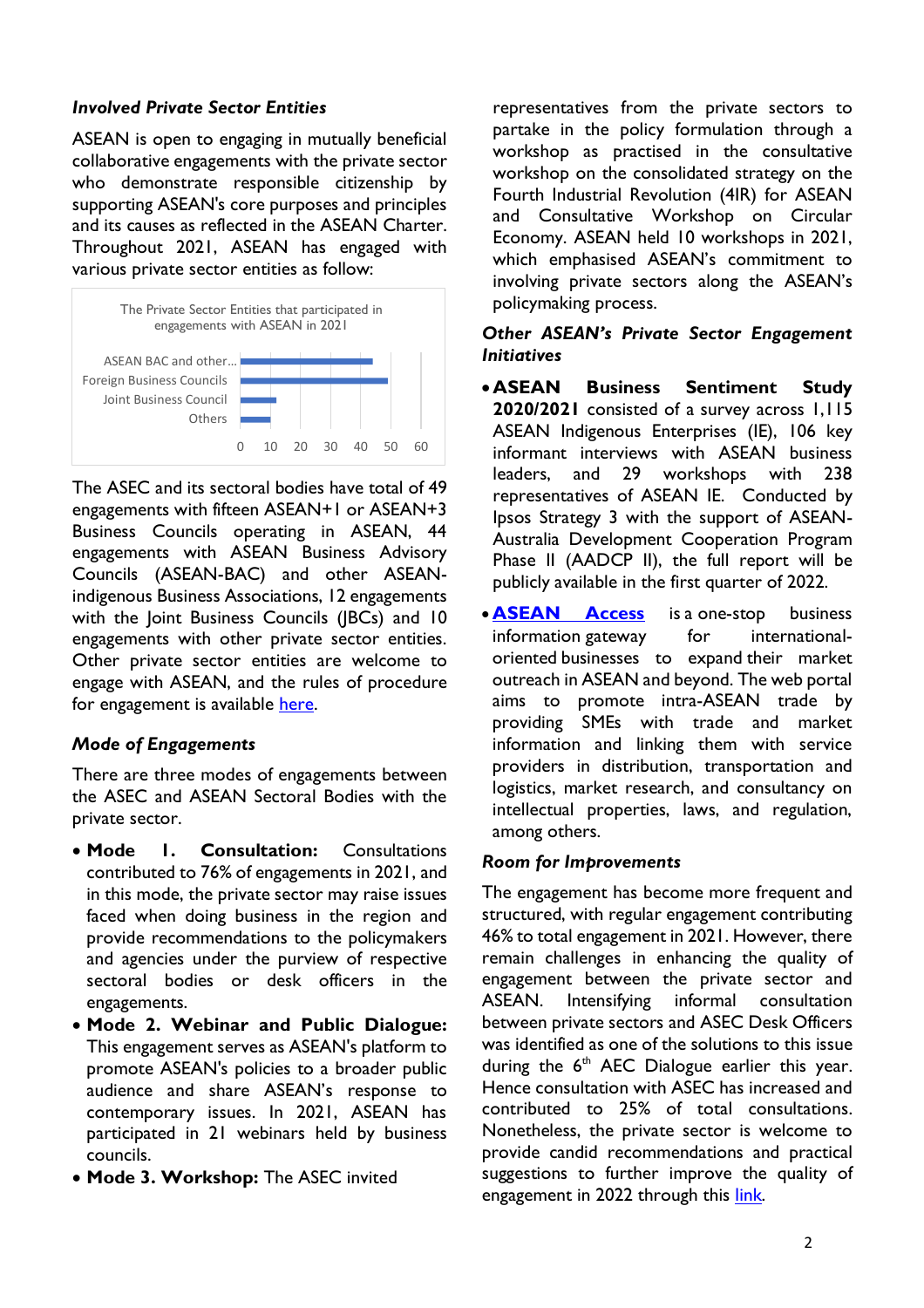### *Involved Private Sector Entities*

ASEAN is open to engaging in mutually beneficial collaborative engagements with the private sector who demonstrate responsible citizenship by supporting ASEAN's core purposes and principles and its causes as reflected in the ASEAN Charter. Throughout 2021, ASEAN has engaged with various private sector entities as follow:

The Private Sector Entities that participated in engagements with ASEAN in 2021

- ASEAN BAC and other...
- Foreign Business Councils
- Joint Business Council
- Others

0 10 20 30 40 50 60

The ASEC and its sectoral bodies have total of 49 engagements with fifteen ASEAN+1 or ASEAN+3 Business Councils operating in ASEAN, 44 engagements with ASEAN Business Advisory Councils (ASEAN-BAC) and other ASEAN-indigenous Business Associations, 12 engagements with the Joint Business Councils (JBCs) and 10 engagements with other private sector entities. Other private sector entities are welcome to engage with ASEAN, and the rules of procedure for engagement is available here.

### *Mode of Engagements*

There are three modes of engagements between the ASEC and ASEAN Sectoral Bodies with the private sector.

- **Mode 1. Consultation:** Consultations contributed to 76% of engagements in 2021, and in this mode, the private sector may raise issues faced when doing business in the region and provide recommendations to the policymakers and agencies under the purview of respective sectoral bodies or desk officers in the engagements.
- **Mode 2. Webinar and Public Dialogue:** This engagement serves as ASEAN's platform to promote ASEAN's policies to a broader public audience and share ASEAN's response to contemporary issues. In 2021, ASEAN has participated in 21 webinars held by business councils.
- **Mode 3. Workshop:** The ASEC invited representatives from the private sectors to partake in the policy formulation through a workshop as practised in the consultative workshop on the consolidated strategy on the Fourth Industrial Revolution (4IR) for ASEAN and Consultative Workshop on Circular Economy. ASEAN held 10 workshops in 2021, which emphasised ASEAN's commitment to involving private sectors along the ASEAN's policymaking process.

### *Other ASEAN's Private Sector Engagement Initiatives*

- **ASEAN Business Sentiment Study 2020/2021** consisted of a survey across 1,115 ASEAN Indigenous Enterprises (IE), 106 key informant interviews with ASEAN business leaders, and 29 workshops with 238 representatives of ASEAN IE. Conducted by Ipsos Strategy 3 with the support of ASEAN-Australia Development Cooperation Program Phase II (AADCP II), the full report will be publicly available in the first quarter of 2022.
- **ASEAN Access** is a one-stop business information gateway for international-oriented businesses to expand their market outreach in ASEAN and beyond. The web portal aims to promote intra-ASEAN trade by providing SMEs with trade and market information and linking them with service providers in distribution, transportation and logistics, market research, and consultancy on intellectual properties, laws, and regulation, among others.

### *Room for Improvements*

The engagement has become more frequent and structured, with regular engagement contributing 46% to total engagement in 2021. However, there remain challenges in enhancing the quality of engagement between the private sector and ASEAN. Intensifying informal consultation between private sectors and ASEC Desk Officers was identified as one of the solutions to this issue during the 6th AEC Dialogue earlier this year. Hence consultation with ASEC has increased and contributed to 25% of total consultations. Nonetheless, the private sector is welcome to provide candid recommendations and practical suggestions to further improve the quality of engagement in 2022 through this link.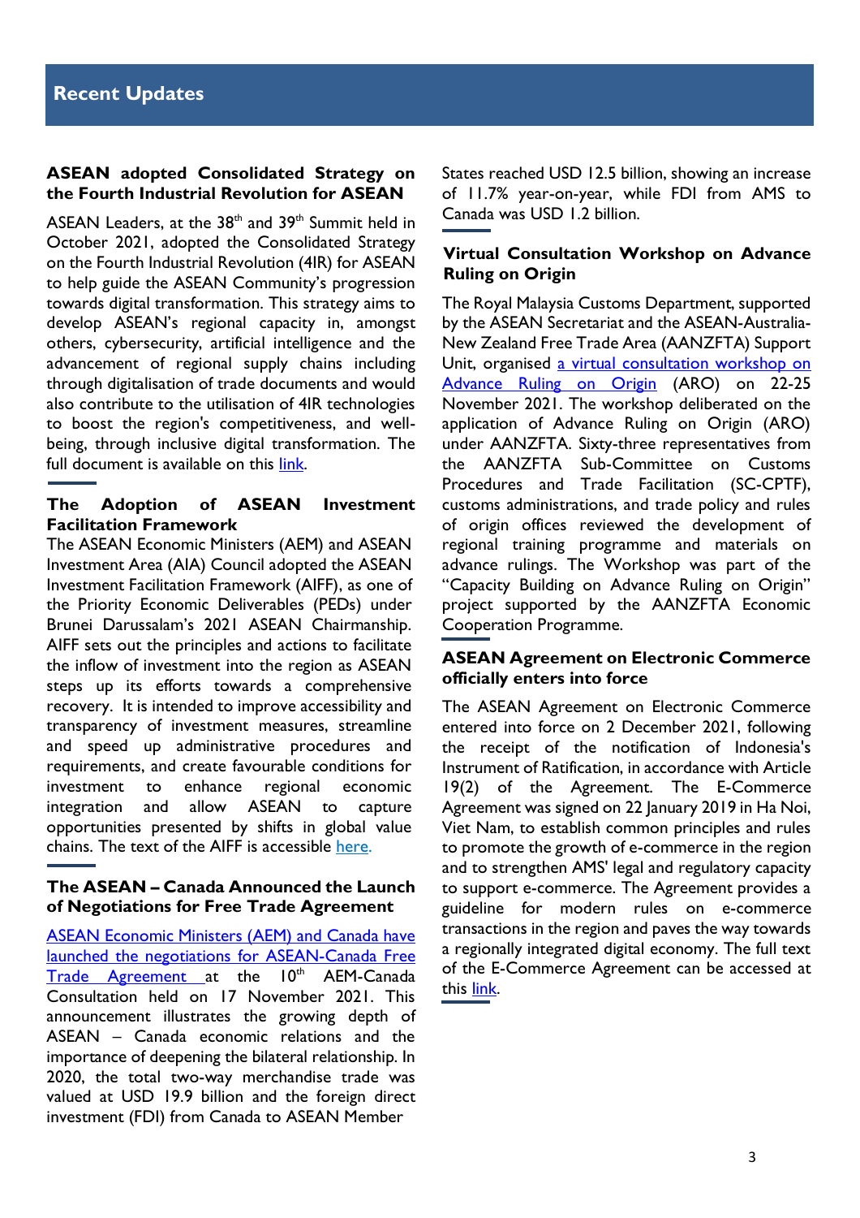## Recent Updates

### ASEAN adopted Consolidated Strategy on the Fourth Industrial Revolution for ASEAN

ASEAN Leaders, at the 38th and 39th Summit held in October 2021, adopted the Consolidated Strategy on the Fourth Industrial Revolution (4IR) for ASEAN to help guide the ASEAN Community's progression towards digital transformation. This strategy aims to develop ASEAN's regional capacity in, amongst others, cybersecurity, artificial intelligence and the advancement of regional supply chains including through digitalisation of trade documents and would also contribute to the utilisation of 4IR technologies to boost the region's competitiveness, and well-being, through inclusive digital transformation. The full document is available on this link.

### The Adoption of ASEAN Investment Facilitation Framework

The ASEAN Economic Ministers (AEM) and ASEAN Investment Area (AIA) Council adopted the ASEAN Investment Facilitation Framework (AIFF), as one of the Priority Economic Deliverables (PEDs) under Brunei Darussalam's 2021 ASEAN Chairmanship. AIFF sets out the principles and actions to facilitate the inflow of investment into the region as ASEAN steps up its efforts towards a comprehensive recovery. It is intended to improve accessibility and transparency of investment measures, streamline and speed up administrative procedures and requirements, and create favourable conditions for investment to enhance regional economic integration and allow ASEAN to capture opportunities presented by shifts in global value chains. The text of the AIFF is accessible here.

### The ASEAN – Canada Announced the Launch of Negotiations for Free Trade Agreement

ASEAN Economic Ministers (AEM) and Canada have launched the negotiations for ASEAN-Canada Free Trade Agreement at the 10th AEM-Canada Consultation held on 17 November 2021. This announcement illustrates the growing depth of ASEAN – Canada economic relations and the importance of deepening the bilateral relationship. In 2020, the total two-way merchandise trade was valued at USD 19.9 billion and the foreign direct investment (FDI) from Canada to ASEAN Member States reached USD 12.5 billion, showing an increase of 11.7% year-on-year, while FDI from AMS to Canada was USD 1.2 billion.

### Virtual Consultation Workshop on Advance Ruling on Origin

The Royal Malaysia Customs Department, supported by the ASEAN Secretariat and the ASEAN-Australia-New Zealand Free Trade Area (AANZFTA) Support Unit, organised a virtual consultation workshop on Advance Ruling on Origin (ARO) on 22-25 November 2021. The workshop deliberated on the application of Advance Ruling on Origin (ARO) under AANZFTA. Sixty-three representatives from the AANZFTA Sub-Committee on Customs Procedures and Trade Facilitation (SC-CPTF), customs administrations, and trade policy and rules of origin offices reviewed the development of regional training programme and materials on advance rulings. The Workshop was part of the "Capacity Building on Advance Ruling on Origin" project supported by the AANZFTA Economic Cooperation Programme.

### ASEAN Agreement on Electronic Commerce officially enters into force

The ASEAN Agreement on Electronic Commerce entered into force on 2 December 2021, following the receipt of the notification of Indonesia's Instrument of Ratification, in accordance with Article 19(2) of the Agreement. The E-Commerce Agreement was signed on 22 January 2019 in Ha Noi, Viet Nam, to establish common principles and rules to promote the growth of e-commerce in the region and to strengthen AMS' legal and regulatory capacity to support e-commerce. The Agreement provides a guideline for modern rules on e-commerce transactions in the region and paves the way towards a regionally integrated digital economy. The full text of the E-Commerce Agreement can be accessed at this link.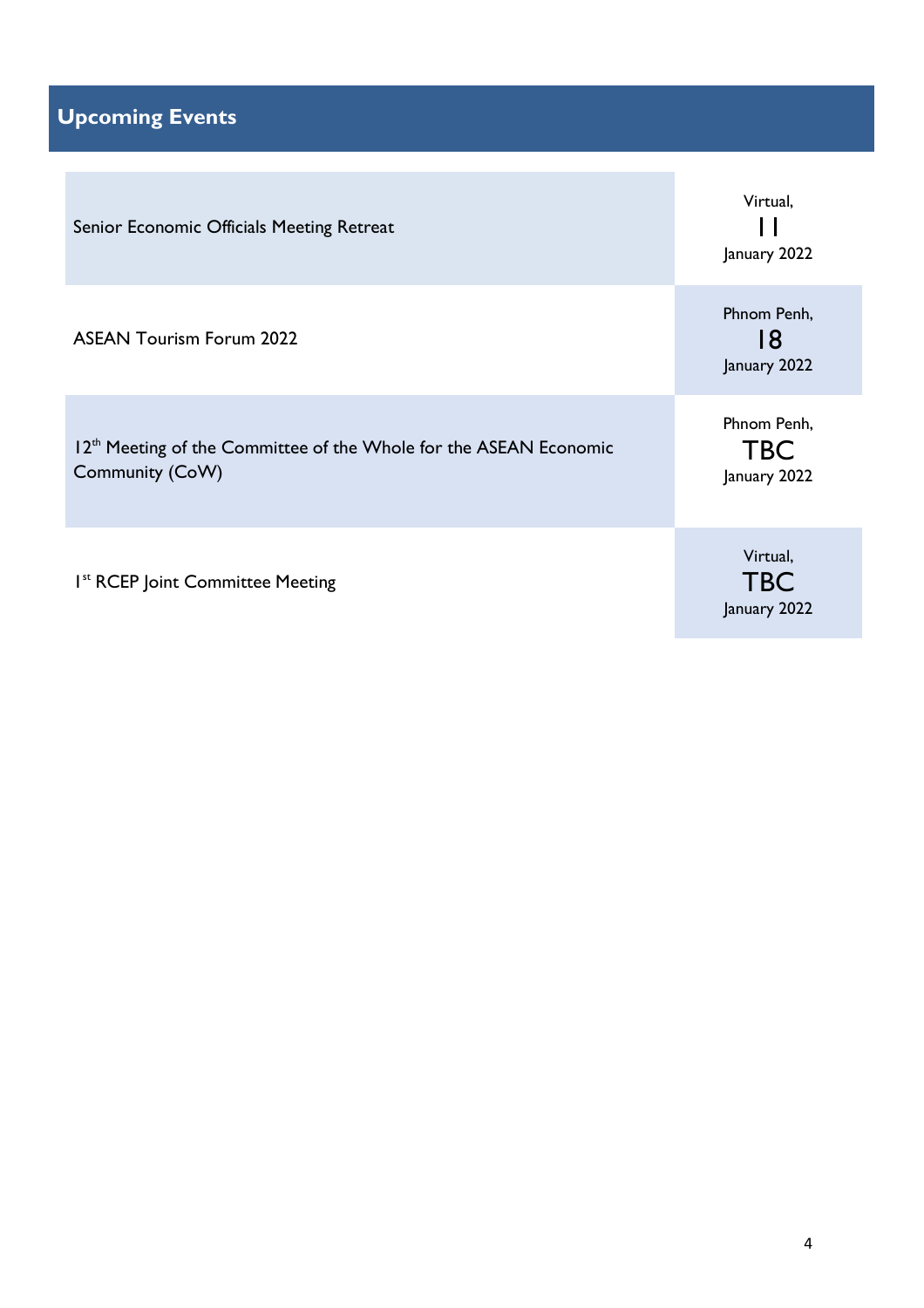## Upcoming Events

| | |
|---|---|
| Senior Economic Officials Meeting Retreat | Virtual, 11 January 2022 |
| ASEAN Tourism Forum 2022 | Phnom Penh, 18 January 2022 |
| 12th Meeting of the Committee of the Whole for the ASEAN Economic Community (CoW) | Phnom Penh, TBC January 2022 |
| 1st RCEP Joint Committee Meeting | Virtual, TBC January 2022 |